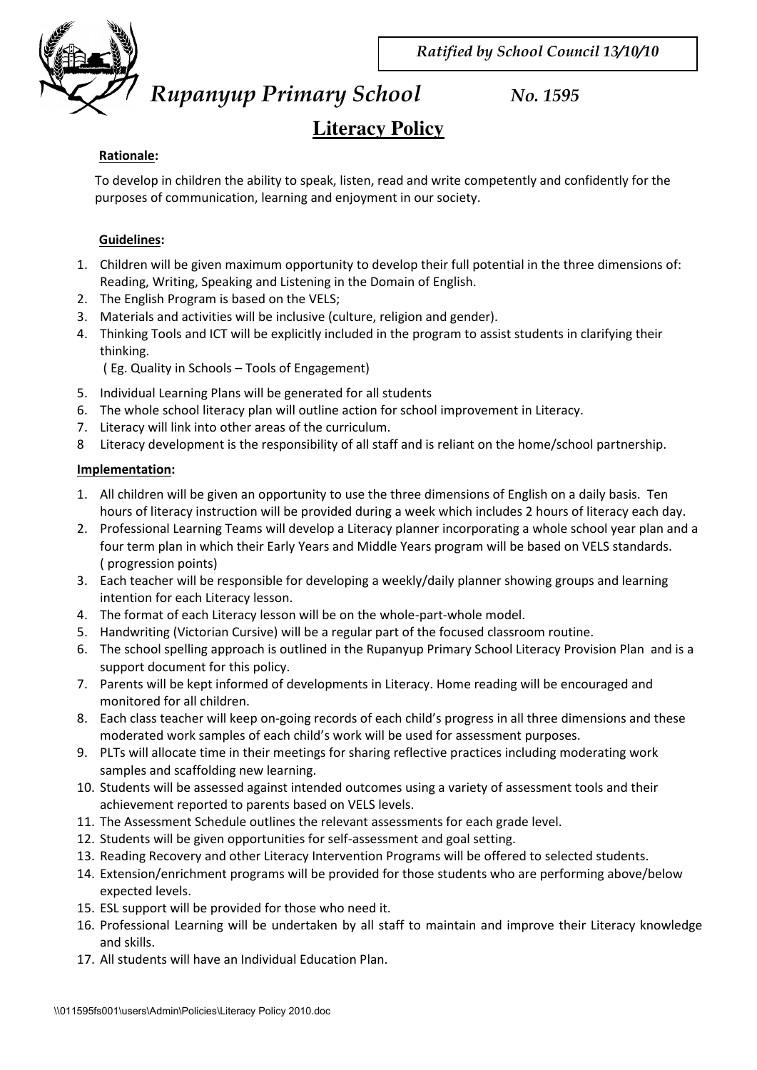*Ratified by School Council 13/10/10*

# *Rupanyup Primary School* *No. 1595*

## Literacy Policy

**Rationale:**

To develop in children the ability to speak, listen, read and write competently and confidently for the purposes of communication, learning and enjoyment in our society.

**Guidelines:**

1. Children will be given maximum opportunity to develop their full potential in the three dimensions of: Reading, Writing, Speaking and Listening in the Domain of English.
2. The English Program is based on the VELS;
3. Materials and activities will be inclusive (culture, religion and gender).
4. Thinking Tools and ICT will be explicitly included in the program to assist students in clarifying their thinking.
   ( Eg. Quality in Schools – Tools of Engagement)
5. Individual Learning Plans will be generated for all students
6. The whole school literacy plan will outline action for school improvement in Literacy.
7. Literacy will link into other areas of the curriculum.
8. Literacy development is the responsibility of all staff and is reliant on the home/school partnership.

**Implementation:**

1. All children will be given an opportunity to use the three dimensions of English on a daily basis. Ten hours of literacy instruction will be provided during a week which includes 2 hours of literacy each day.
2. Professional Learning Teams will develop a Literacy planner incorporating a whole school year plan and a four term plan in which their Early Years and Middle Years program will be based on VELS standards. ( progression points)
3. Each teacher will be responsible for developing a weekly/daily planner showing groups and learning intention for each Literacy lesson.
4. The format of each Literacy lesson will be on the whole-part-whole model.
5. Handwriting (Victorian Cursive) will be a regular part of the focused classroom routine.
6. The school spelling approach is outlined in the Rupanyup Primary School Literacy Provision Plan and is a support document for this policy.
7. Parents will be kept informed of developments in Literacy. Home reading will be encouraged and monitored for all children.
8. Each class teacher will keep on-going records of each child's progress in all three dimensions and these moderated work samples of each child's work will be used for assessment purposes.
9. PLTs will allocate time in their meetings for sharing reflective practices including moderating work samples and scaffolding new learning.
10. Students will be assessed against intended outcomes using a variety of assessment tools and their achievement reported to parents based on VELS levels.
11. The Assessment Schedule outlines the relevant assessments for each grade level.
12. Students will be given opportunities for self-assessment and goal setting.
13. Reading Recovery and other Literacy Intervention Programs will be offered to selected students.
14. Extension/enrichment programs will be provided for those students who are performing above/below expected levels.
15. ESL support will be provided for those who need it.
16. Professional Learning will be undertaken by all staff to maintain and improve their Literacy knowledge and skills.
17. All students will have an Individual Education Plan.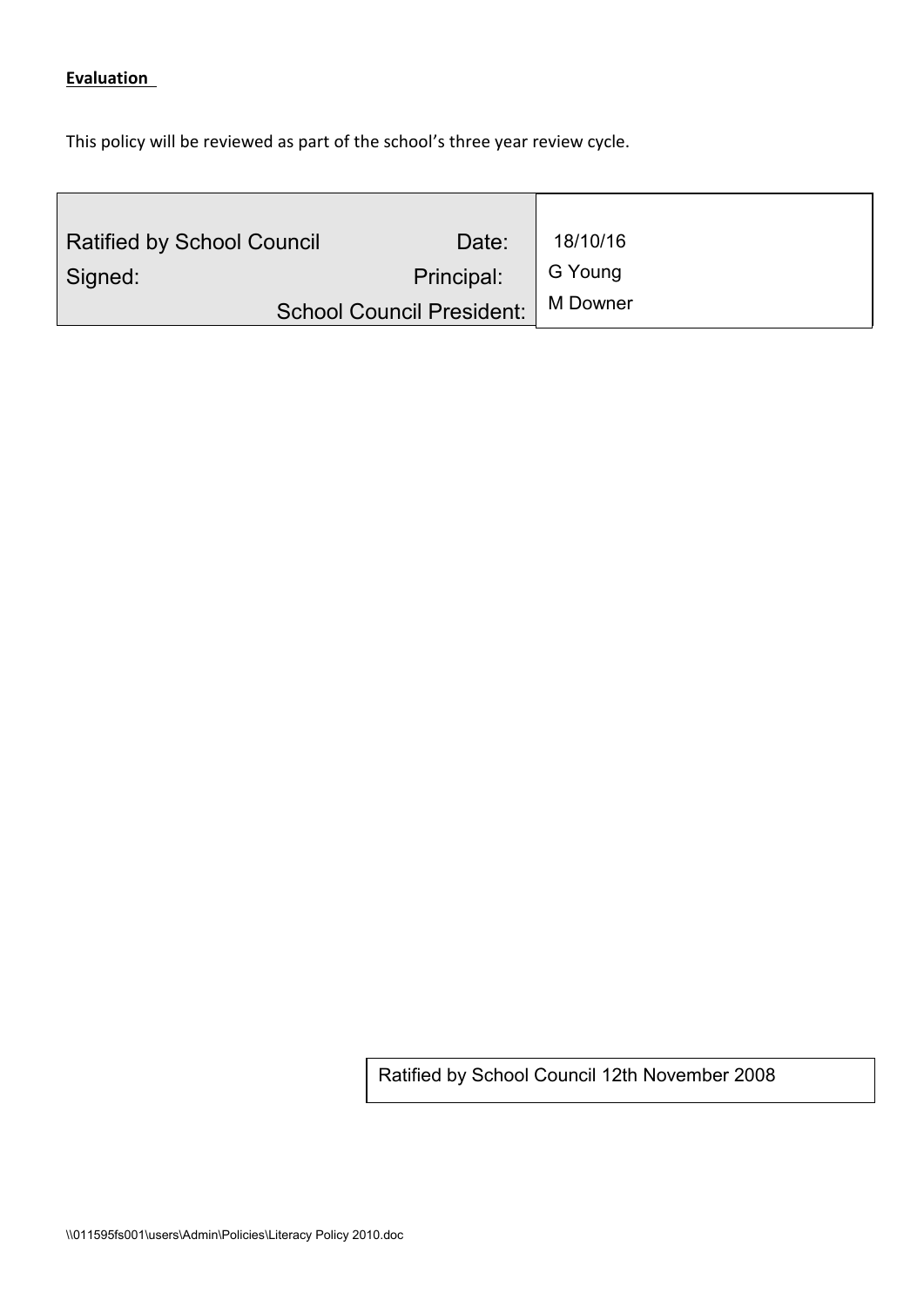**Evaluation**

This policy will be reviewed as part of the school's three year review cycle.

| | |
|---|---|
| Ratified by School Council Date: | 18/10/16 |
| Signed: Principal: | G Young |
| School Council President: | M Downer |

Ratified by School Council 12th November 2008

\\011595fs001\users\Admin\Policies\Literacy Policy 2010.doc